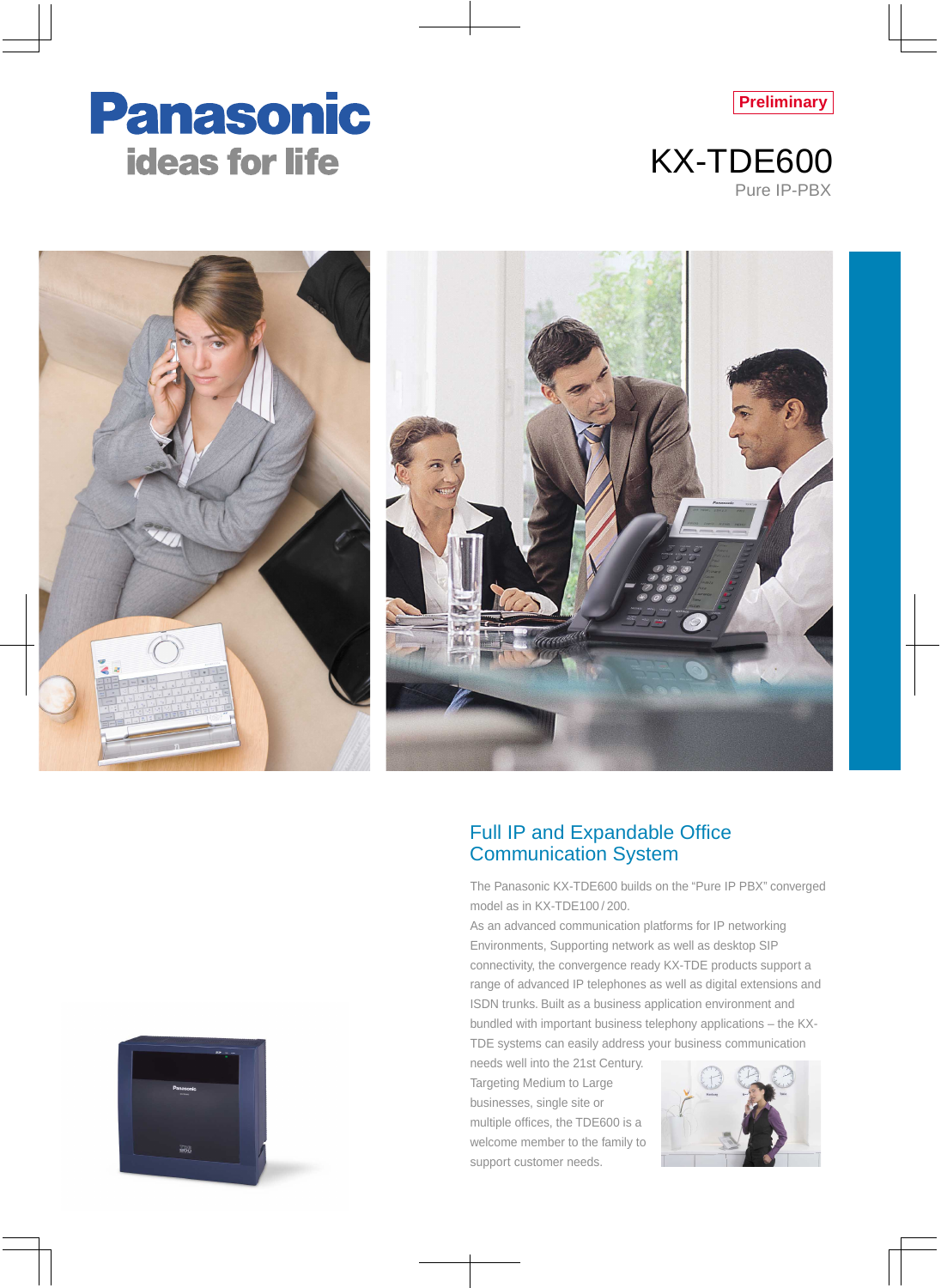Panasonic

ideas for life

Preliminary

# KX-TDE600

Pure IP-PBX

## Full IP and Expandable Office Communication System

The Panasonic KX-TDE600 builds on the "Pure IP PBX" converged model as in KX-TDE100 / 200.

As an advanced communication platforms for IP networking Environments, Supporting network as well as desktop SIP connectivity, the convergence ready KX-TDE products support a range of advanced IP telephones as well as digital extensions and ISDN trunks. Built as a business application environment and bundled with important business telephony applications – the KX-TDE systems can easily address your business communication needs well into the 21st Century. Targeting Medium to Large businesses, single site or multiple offices, the TDE600 is a welcome member to the family to support customer needs.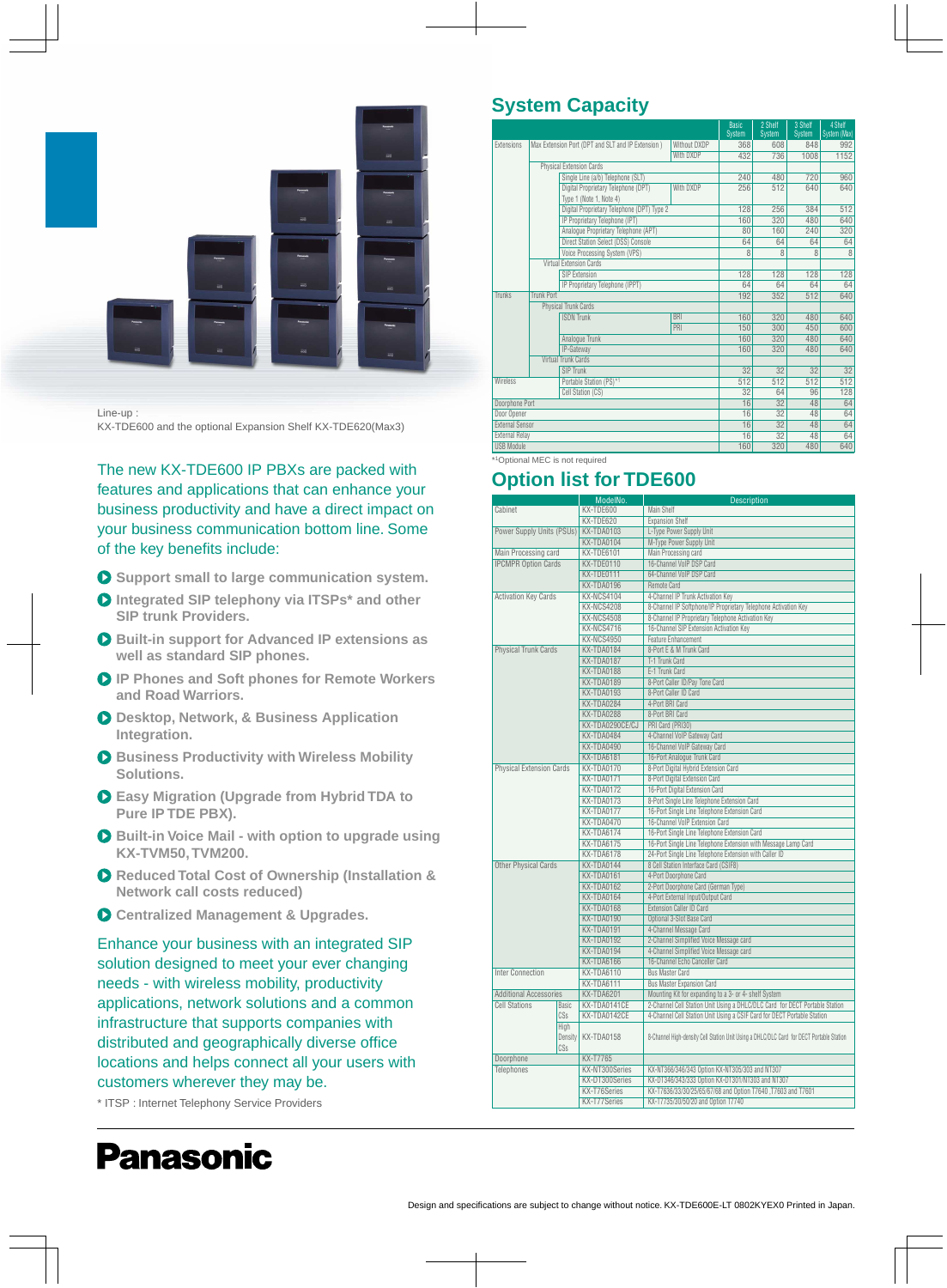Line-up :
KX-TDE600 and the optional Expansion Shelf KX-TDE620(Max3)

The new KX-TDE600 IP PBXs are packed with features and applications that can enhance your business productivity and have a direct impact on your business communication bottom line. Some of the key benefits include:

- **Support small to large communication system.**
- **Integrated SIP telephony via ITSPs* and other SIP trunk Providers.**
- **Built-in support for Advanced IP extensions as well as standard SIP phones.**
- **IP Phones and Soft phones for Remote Workers and Road Warriors.**
- **Desktop, Network, & Business Application Integration.**
- **Business Productivity with Wireless Mobility Solutions.**
- **Easy Migration (Upgrade from Hybrid TDA to Pure IP TDE PBX).**
- **Built-in Voice Mail - with option to upgrade using KX-TVM50, TVM200.**
- **Reduced Total Cost of Ownership (Installation & Network call costs reduced)**
- **Centralized Management & Upgrades.**

Enhance your business with an integrated SIP solution designed to meet your ever changing needs - with wireless mobility, productivity applications, network solutions and a common infrastructure that supports companies with distributed and geographically diverse office locations and helps connect all your users with customers wherever they may be.

\* ITSP : Internet Telephony Service Providers

## System Capacity

| | | | | Basic System | 2 Shelf System | 3 Shelf System | 4 Shelf System (Max) |
|---|---|---|---|---|---|---|---|
| Extensions | Max Extension Port (DPT and SLT and IP Extension ) | | Without DXDP | 368 | 608 | 848 | 992 |
| | | | With DXDP | 432 | 736 | 1008 | 1152 |
| | Physical Extension Cards | | | | | | |
| | | Single Line (a/b) Telephone (SLT) | | 240 | 480 | 720 | 960 |
| | | Digital Proprietary Telephone (DPT) Type 1 (Note 1, Note 4) | With DXDP | 256 | 512 | 640 | 640 |
| | | Digital Proprietary Telephone (DPT) Type 2 | | 128 | 256 | 384 | 512 |
| | | IP Proprietary Telephone (IPT) | | 160 | 320 | 480 | 640 |
| | | Analogue Proprietary Telephone (APT) | | 80 | 160 | 240 | 320 |
| | | Direct Station Select (DSS) Console | | 64 | 64 | 64 | 64 |
| | | Voice Processing System (VPS) | | 8 | 8 | 8 | 8 |
| | Virtual Extension Cards | | | | | | |
| | | SIP Extension | | 128 | 128 | 128 | 128 |
| | | IP Proprietary Telephone (IPPT) | | 64 | 64 | 64 | 64 |
| Trunks | Trunk Port | | | 192 | 352 | 512 | 640 |
| | Physical Trunk Cards | | | | | | |
| | | ISDN Trunk | BRI | 160 | 320 | 480 | 640 |
| | | | PRI | 150 | 300 | 450 | 600 |
| | | Analogue Trunk | | 160 | 320 | 480 | 640 |
| | | IP-Gateway | | 160 | 320 | 480 | 640 |
| | Virtual Trunk Cards | | | | | | |
| | | SIP Trunk | | 32 | 32 | 32 | 32 |
| Wireless | | Portable Station (PS)*1 | | 512 | 512 | 512 | 512 |
| | | Cell Station (CS) | | 32 | 64 | 96 | 128 |
| Doorphone Port | | | | 16 | 32 | 48 | 64 |
| Door Opener | | | | 16 | 32 | 48 | 64 |
| External Sensor | | | | 16 | 32 | 48 | 64 |
| External Relay | | | | 16 | 32 | 48 | 64 |
| USB Module | | | | 160 | 320 | 480 | 640 |

*1Optional MEC is not required

## Option list for TDE600

| | ModelNo. | Description |
|---|---|---|
| Cabinet | KX-TDE600 | Main Shelf |
| | KX-TDE620 | Expansion Shelf |
| Power Supply Units (PSUs) | KX-TDA0103 | L-Type Power Supply Unit |
| | KX-TDA0104 | M-Type Power Supply Unit |
| Main Processing card | KX-TDE6101 | Main Processing card |
| IPCMPR Option Cards | KX-TDE0110 | 16-Channel VoIP DSP Card |
| | KX-TDE0111 | 64-Channel VoIP DSP Card |
| | KX-TDA0196 | Remote Card |
| Activation Key Cards | KX-NCS4104 | 4-Channel IP Trunk Activation Key |
| | KX-NCS4208 | 8-Channel IP Softphone/IP Proprietary Telephone Activation Key |
| | KX-NCS4508 | 8-Channel IP Proprietary Telephone Activation Key |
| | KX-NCS4716 | 16-Channel SIP Extension Activation Key |
| | KX-NCS4950 | Feature Enhancement |
| Physical Trunk Cards | KX-TDA0184 | 8-Port E & M Trunk Card |
| | KX-TDA0187 | T-1 Trunk Card |
| | KX-TDA0188 | E-1 Trunk Card |
| | KX-TDA0189 | 8-Port Caller ID/Pay Tone Card |
| | KX-TDA0193 | 8-Port Caller ID Card |
| | KX-TDA0284 | 4-Port BRI Card |
| | KX-TDA0288 | 8-Port BRI Card |
| | KX-TDA0290CE/CJ | PRI Card (PRI30) |
| | KX-TDA0484 | 4-Channel VoIP Gateway Card |
| | KX-TDA0490 | 16-Channel VoIP Gateway Card |
| | KX-TDA6181 | 16-Port Analogue Trunk Card |
| Physical Extension Cards | KX-TDA0170 | 8-Port Digital Hybrid Extension Card |
| | KX-TDA0171 | 8-Port Digital Extension Card |
| | KX-TDA0172 | 16-Port Digital Extension Card |
| | KX-TDA0173 | 8-Port Single Line Telephone Extension Card |
| | KX-TDA0177 | 16-Port Single Line Telephone Extension Card |
| | KX-TDA0470 | 16-Channel VoIP Extension Card |
| | KX-TDA6174 | 16-Port Single Line Telephone Extension Card |
| | KX-TDA6175 | 16-Port Single Line Telephone Extension with Message Lamp Card |
| | KX-TDA6178 | 24-Port Single Line Telephone Extension with Caller ID |
| Other Physical Cards | KX-TDA0144 | 8 Cell Station Interface Card (CSIF8) |
| | KX-TDA0161 | 4-Port Doorphone Card |
| | KX-TDA0162 | 2-Port Doorphone Card (German Type) |
| | KX-TDA0164 | 4-Port External Input/Output Card |
| | KX-TDA0168 | Extension Caller ID Card |
| | KX-TDA0190 | Optional 3-Slot Base Card |
| | KX-TDA0191 | 4-Channel Message Card |
| | KX-TDA0192 | 2-Channel Simplified Voice Message card |
| | KX-TDA0194 | 4-Channel Simplified Voice Message card |
| | KX-TDA6166 | 16-Channel Echo Canceller Card |
| Inter Connection | KX-TDA6110 | Bus Master Card |
| | KX-TDA6111 | Bus Master Expansion Card |
| Additional Accessories | KX-TDA6201 | Mounting Kit for expanding to a 3- or 4- shelf System |
| Cell Stations — Basic CSs | KX-TDA0141CE | 2-Channel Cell Station Unit Using a DHLC/DLC Card for DECT Portable Station |
| | KX-TDA0142CE | 4-Channel Cell Station Unit Using a CSIF Card for DECT Portable Station |
| Cell Stations — High Density CSs | KX-TDA0158 | 8-Channel High-density Cell Station Unit Using a DHLC/DLC Card for DECT Portable Station |
| Doorphone | KX-T7765 | |
| Telephones | KX-NT300Series | KX-NT366/346/343 Option KX-NT305/303 and NT307 |
| | KX-DT300Series | KX-DT346/343/333 Option KX-DT301/NT303 and NT307 |
| | KX-T76Series | KX-T7636/33/30/25/65/67/68 and Option T7640 ,T7603 and T7601 |
| | KX-T77Series | KX-T7735/30/50/20 and Option T7740 |

Panasonic

Design and specifications are subject to change without notice. KX-TDE600E-LT 0802KYEX0 Printed in Japan.